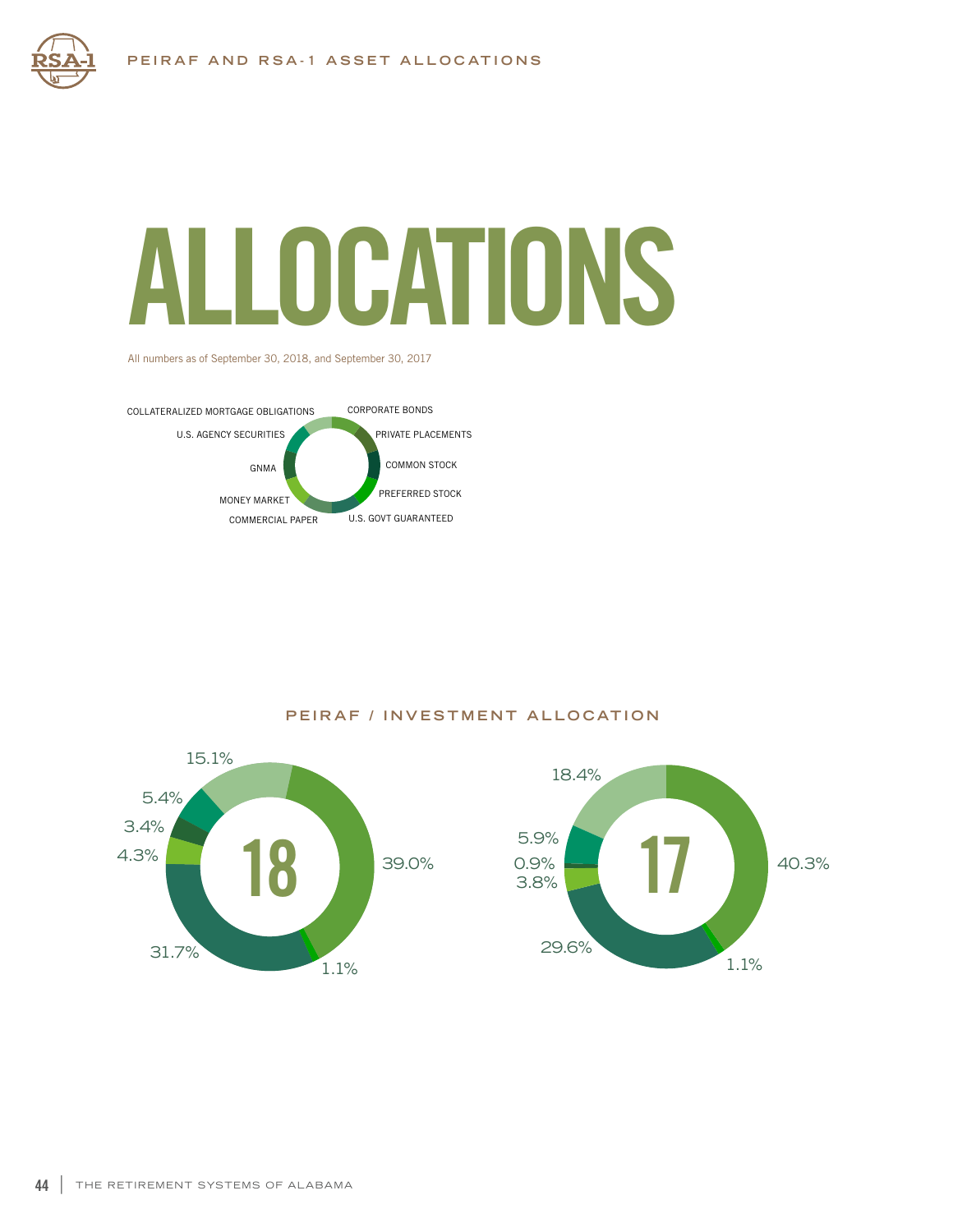# ALLOCATIONS

All numbers as of September 30, 2018, and September 30, 2017

COLLATERALIZED MORTGAGE OBLIGATIONS
U.S. AGENCY SECURITIES
GNMA
MONEY MARKET
COMMERCIAL PAPER
CORPORATE BONDS
PRIVATE PLACEMENTS
COMMON STOCK
PREFERRED STOCK
U.S. GOVT GUARANTEED

## PEIRAF / INVESTMENT ALLOCATION

**18**

15.1%
5.4%
3.4%
4.3%
31.7%
39.0%
1.1%

**17**

18.4%
5.9%
0.9%
3.8%
29.6%
40.3%
1.1%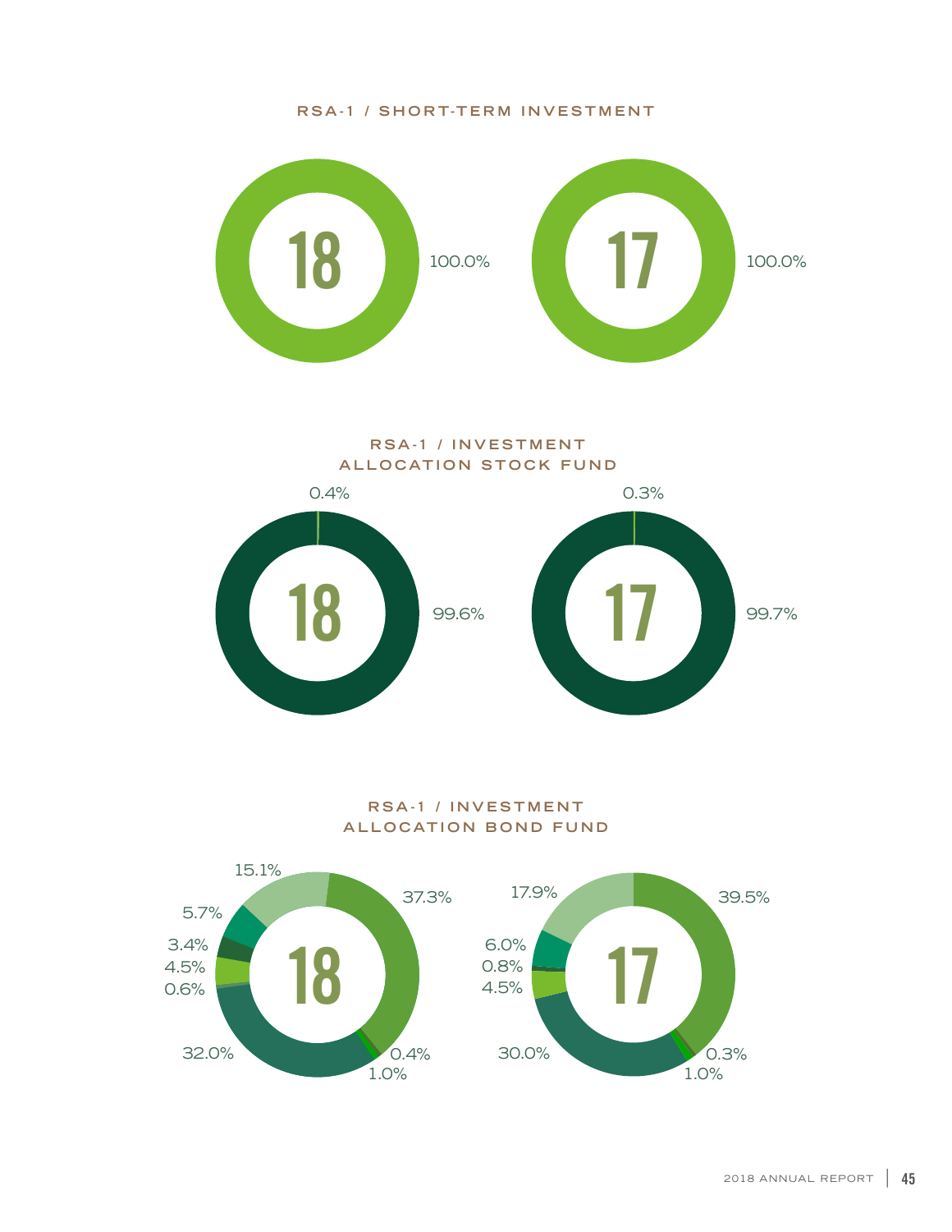### RSA-1 / SHORT-TERM INVESTMENT

18

100.0%

17

100.0%

### RSA-1 / INVESTMENT ALLOCATION STOCK FUND

0.4%

18

99.6%

0.3%

17

99.7%

### RSA-1 / INVESTMENT ALLOCATION BOND FUND

15.1%
5.7%
3.4%
4.5%
0.6%
32.0%

18

37.3%
0.4%
1.0%

17.9%
6.0%
0.8%
4.5%
30.0%

17

39.5%
0.3%
1.0%